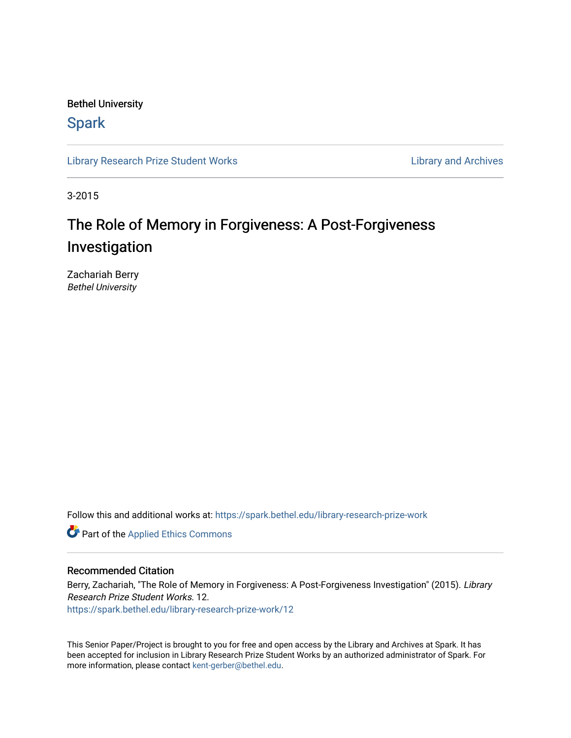Bethel University

Spark

Library Research Prize Student Works

Library and Archives

3-2015

# The Role of Memory in Forgiveness: A Post-Forgiveness Investigation

Zachariah Berry
*Bethel University*

Follow this and additional works at: https://spark.bethel.edu/library-research-prize-work

Part of the Applied Ethics Commons

## Recommended Citation

Berry, Zachariah, "The Role of Memory in Forgiveness: A Post-Forgiveness Investigation" (2015). *Library Research Prize Student Works*. 12.
https://spark.bethel.edu/library-research-prize-work/12

This Senior Paper/Project is brought to you for free and open access by the Library and Archives at Spark. It has been accepted for inclusion in Library Research Prize Student Works by an authorized administrator of Spark. For more information, please contact kent-gerber@bethel.edu.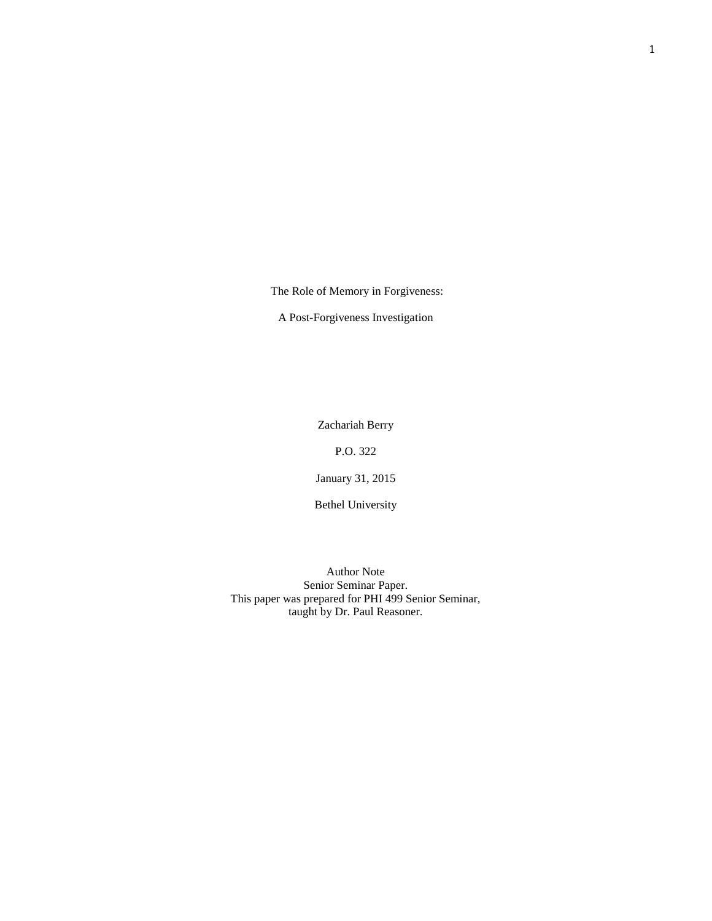The Role of Memory in Forgiveness:

A Post-Forgiveness Investigation

Zachariah Berry

P.O. 322

January 31, 2015

Bethel University

Author Note
Senior Seminar Paper.
This paper was prepared for PHI 499 Senior Seminar,
taught by Dr. Paul Reasoner.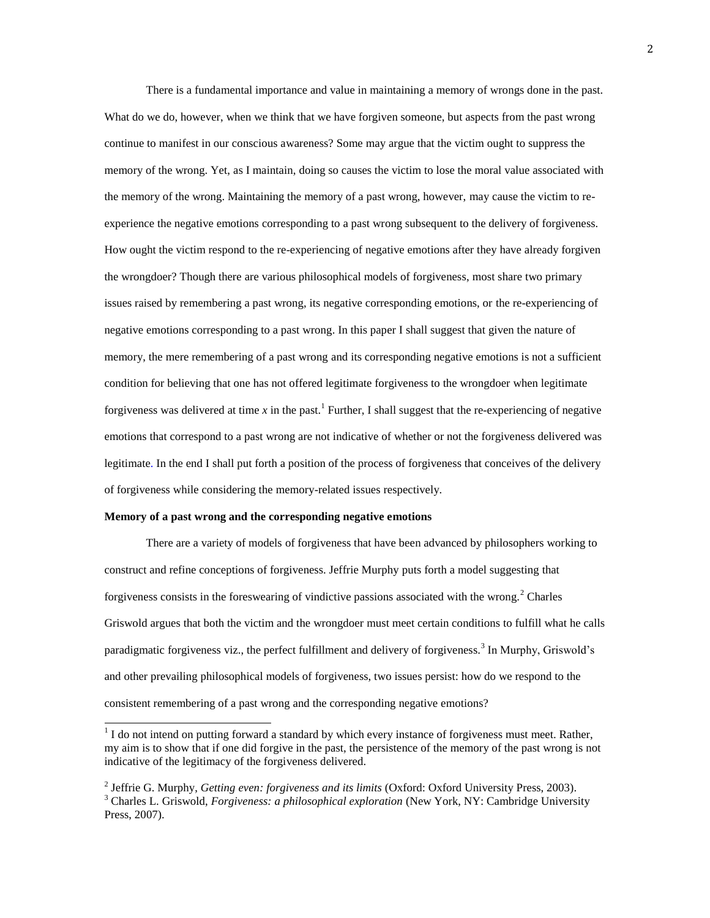There is a fundamental importance and value in maintaining a memory of wrongs done in the past. What do we do, however, when we think that we have forgiven someone, but aspects from the past wrong continue to manifest in our conscious awareness? Some may argue that the victim ought to suppress the memory of the wrong. Yet, as I maintain, doing so causes the victim to lose the moral value associated with the memory of the wrong. Maintaining the memory of a past wrong, however, may cause the victim to re-experience the negative emotions corresponding to a past wrong subsequent to the delivery of forgiveness. How ought the victim respond to the re-experiencing of negative emotions after they have already forgiven the wrongdoer? Though there are various philosophical models of forgiveness, most share two primary issues raised by remembering a past wrong, its negative corresponding emotions, or the re-experiencing of negative emotions corresponding to a past wrong. In this paper I shall suggest that given the nature of memory, the mere remembering of a past wrong and its corresponding negative emotions is not a sufficient condition for believing that one has not offered legitimate forgiveness to the wrongdoer when legitimate forgiveness was delivered at time *x* in the past.[1] Further, I shall suggest that the re-experiencing of negative emotions that correspond to a past wrong are not indicative of whether or not the forgiveness delivered was legitimate. In the end I shall put forth a position of the process of forgiveness that conceives of the delivery of forgiveness while considering the memory-related issues respectively.

**Memory of a past wrong and the corresponding negative emotions**

There are a variety of models of forgiveness that have been advanced by philosophers working to construct and refine conceptions of forgiveness. Jeffrie Murphy puts forth a model suggesting that forgiveness consists in the foreswearing of vindictive passions associated with the wrong.[2] Charles Griswold argues that both the victim and the wrongdoer must meet certain conditions to fulfill what he calls paradigmatic forgiveness viz., the perfect fulfillment and delivery of forgiveness.[3] In Murphy, Griswold's and other prevailing philosophical models of forgiveness, two issues persist: how do we respond to the consistent remembering of a past wrong and the corresponding negative emotions?

[1] I do not intend on putting forward a standard by which every instance of forgiveness must meet. Rather, my aim is to show that if one did forgive in the past, the persistence of the memory of the past wrong is not indicative of the legitimacy of the forgiveness delivered.

[2] Jeffrie G. Murphy, *Getting even: forgiveness and its limits* (Oxford: Oxford University Press, 2003).

[3] Charles L. Griswold, *Forgiveness: a philosophical exploration* (New York, NY: Cambridge University Press, 2007).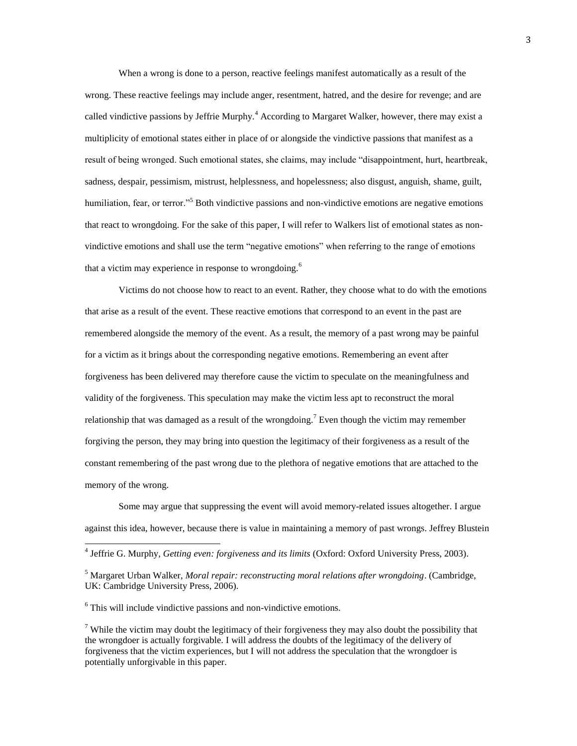When a wrong is done to a person, reactive feelings manifest automatically as a result of the wrong. These reactive feelings may include anger, resentment, hatred, and the desire for revenge; and are called vindictive passions by Jeffrie Murphy.[4] According to Margaret Walker, however, there may exist a multiplicity of emotional states either in place of or alongside the vindictive passions that manifest as a result of being wronged. Such emotional states, she claims, may include "disappointment, hurt, heartbreak, sadness, despair, pessimism, mistrust, helplessness, and hopelessness; also disgust, anguish, shame, guilt, humiliation, fear, or terror."[5] Both vindictive passions and non-vindictive emotions are negative emotions that react to wrongdoing. For the sake of this paper, I will refer to Walkers list of emotional states as non-vindictive emotions and shall use the term "negative emotions" when referring to the range of emotions that a victim may experience in response to wrongdoing.[6]

Victims do not choose how to react to an event. Rather, they choose what to do with the emotions that arise as a result of the event. These reactive emotions that correspond to an event in the past are remembered alongside the memory of the event. As a result, the memory of a past wrong may be painful for a victim as it brings about the corresponding negative emotions. Remembering an event after forgiveness has been delivered may therefore cause the victim to speculate on the meaningfulness and validity of the forgiveness. This speculation may make the victim less apt to reconstruct the moral relationship that was damaged as a result of the wrongdoing.[7] Even though the victim may remember forgiving the person, they may bring into question the legitimacy of their forgiveness as a result of the constant remembering of the past wrong due to the plethora of negative emotions that are attached to the memory of the wrong.

Some may argue that suppressing the event will avoid memory-related issues altogether. I argue against this idea, however, because there is value in maintaining a memory of past wrongs. Jeffrey Blustein

---

[4] Jeffrie G. Murphy, *Getting even: forgiveness and its limits* (Oxford: Oxford University Press, 2003).

[5] Margaret Urban Walker, *Moral repair: reconstructing moral relations after wrongdoing*. (Cambridge, UK: Cambridge University Press, 2006).

[6] This will include vindictive passions and non-vindictive emotions.

[7] While the victim may doubt the legitimacy of their forgiveness they may also doubt the possibility that the wrongdoer is actually forgivable. I will address the doubts of the legitimacy of the delivery of forgiveness that the victim experiences, but I will not address the speculation that the wrongdoer is potentially unforgivable in this paper.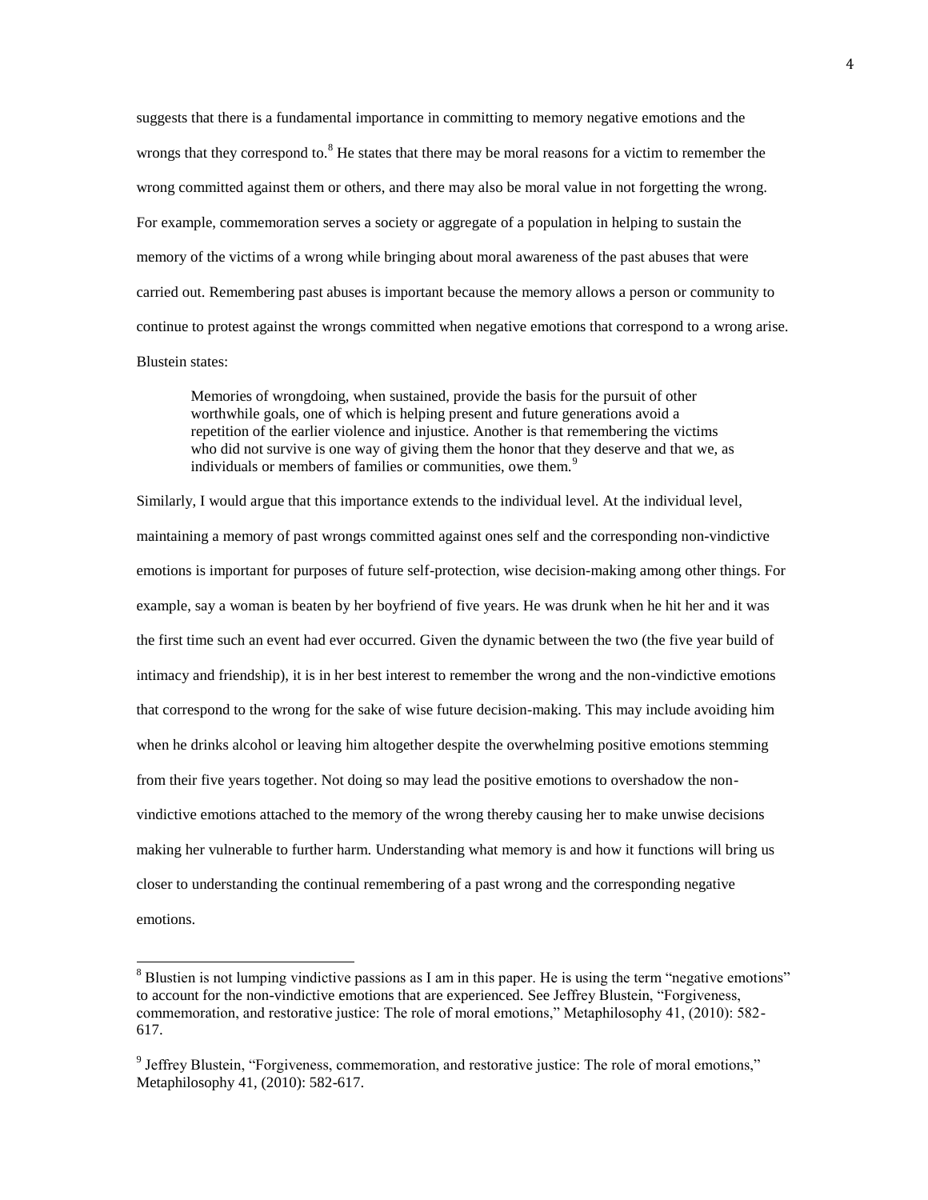suggests that there is a fundamental importance in committing to memory negative emotions and the wrongs that they correspond to.[8] He states that there may be moral reasons for a victim to remember the wrong committed against them or others, and there may also be moral value in not forgetting the wrong. For example, commemoration serves a society or aggregate of a population in helping to sustain the memory of the victims of a wrong while bringing about moral awareness of the past abuses that were carried out. Remembering past abuses is important because the memory allows a person or community to continue to protest against the wrongs committed when negative emotions that correspond to a wrong arise. Blustein states:

> Memories of wrongdoing, when sustained, provide the basis for the pursuit of other worthwhile goals, one of which is helping present and future generations avoid a repetition of the earlier violence and injustice. Another is that remembering the victims who did not survive is one way of giving them the honor that they deserve and that we, as individuals or members of families or communities, owe them.[9]

Similarly, I would argue that this importance extends to the individual level. At the individual level, maintaining a memory of past wrongs committed against ones self and the corresponding non-vindictive emotions is important for purposes of future self-protection, wise decision-making among other things. For example, say a woman is beaten by her boyfriend of five years. He was drunk when he hit her and it was the first time such an event had ever occurred. Given the dynamic between the two (the five year build of intimacy and friendship), it is in her best interest to remember the wrong and the non-vindictive emotions that correspond to the wrong for the sake of wise future decision-making. This may include avoiding him when he drinks alcohol or leaving him altogether despite the overwhelming positive emotions stemming from their five years together. Not doing so may lead the positive emotions to overshadow the non-vindictive emotions attached to the memory of the wrong thereby causing her to make unwise decisions making her vulnerable to further harm. Understanding what memory is and how it functions will bring us closer to understanding the continual remembering of a past wrong and the corresponding negative emotions.

---

[8] Blustien is not lumping vindictive passions as I am in this paper. He is using the term "negative emotions" to account for the non-vindictive emotions that are experienced. See Jeffrey Blustein, "Forgiveness, commemoration, and restorative justice: The role of moral emotions," Metaphilosophy 41, (2010): 582-617.

[9] Jeffrey Blustein, "Forgiveness, commemoration, and restorative justice: The role of moral emotions," Metaphilosophy 41, (2010): 582-617.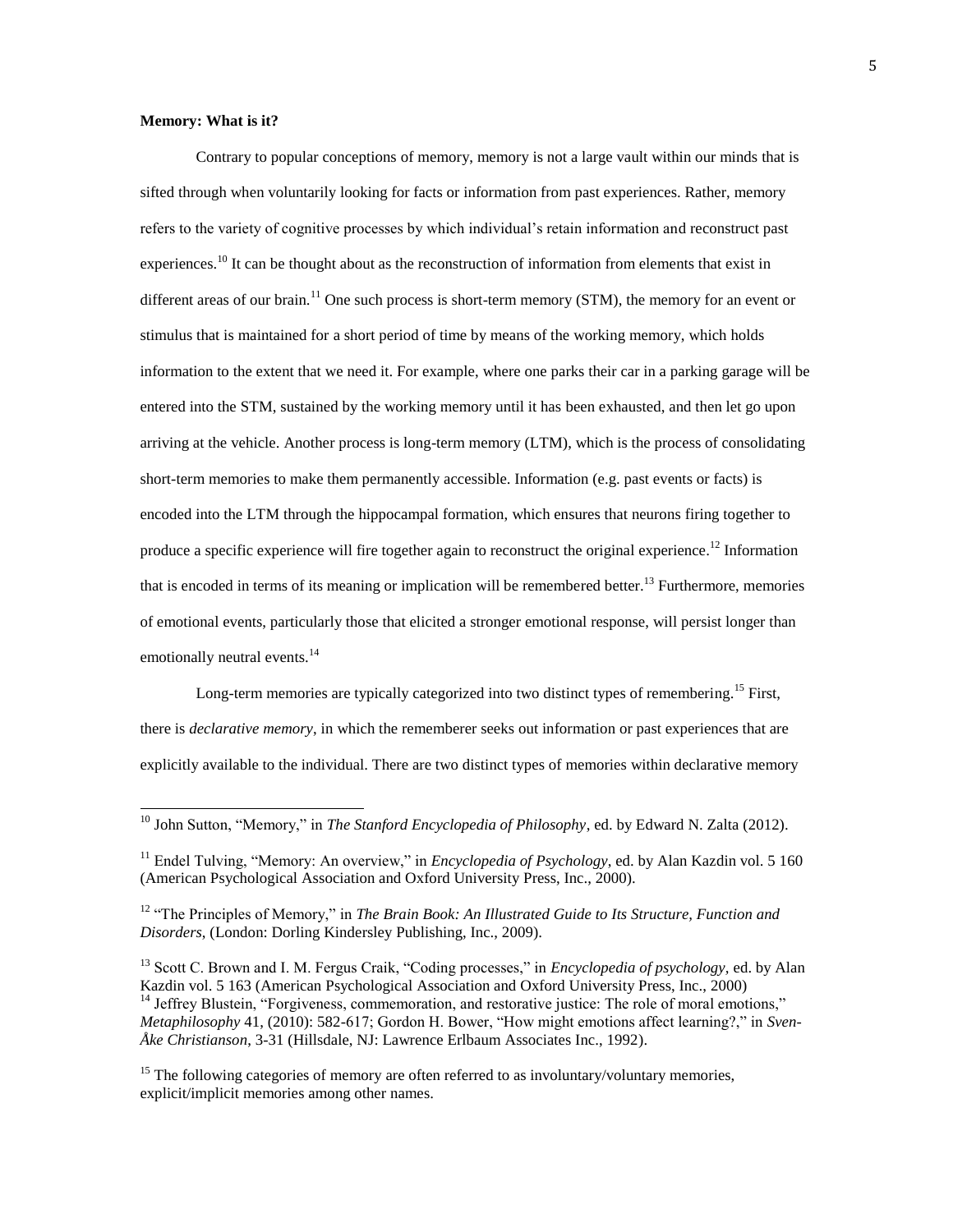**Memory: What is it?**

Contrary to popular conceptions of memory, memory is not a large vault within our minds that is sifted through when voluntarily looking for facts or information from past experiences. Rather, memory refers to the variety of cognitive processes by which individual's retain information and reconstruct past experiences.[10] It can be thought about as the reconstruction of information from elements that exist in different areas of our brain.[11] One such process is short-term memory (STM), the memory for an event or stimulus that is maintained for a short period of time by means of the working memory, which holds information to the extent that we need it. For example, where one parks their car in a parking garage will be entered into the STM, sustained by the working memory until it has been exhausted, and then let go upon arriving at the vehicle. Another process is long-term memory (LTM), which is the process of consolidating short-term memories to make them permanently accessible. Information (e.g. past events or facts) is encoded into the LTM through the hippocampal formation, which ensures that neurons firing together to produce a specific experience will fire together again to reconstruct the original experience.[12] Information that is encoded in terms of its meaning or implication will be remembered better.[13] Furthermore, memories of emotional events, particularly those that elicited a stronger emotional response, will persist longer than emotionally neutral events.[14]

Long-term memories are typically categorized into two distinct types of remembering.[15] First, there is *declarative memory*, in which the rememberer seeks out information or past experiences that are explicitly available to the individual. There are two distinct types of memories within declarative memory

---

[10] John Sutton, "Memory," in *The Stanford Encyclopedia of Philosophy*, ed. by Edward N. Zalta (2012).

[11] Endel Tulving, "Memory: An overview," in *Encyclopedia of Psychology*, ed. by Alan Kazdin vol. 5 160 (American Psychological Association and Oxford University Press, Inc., 2000).

[12] "The Principles of Memory," in *The Brain Book: An Illustrated Guide to Its Structure, Function and Disorders*, (London: Dorling Kindersley Publishing, Inc., 2009).

[13] Scott C. Brown and I. M. Fergus Craik, "Coding processes," in *Encyclopedia of psychology*, ed. by Alan Kazdin vol. 5 163 (American Psychological Association and Oxford University Press, Inc., 2000)

[14] Jeffrey Blustein, "Forgiveness, commemoration, and restorative justice: The role of moral emotions," *Metaphilosophy* 41, (2010): 582-617; Gordon H. Bower, "How might emotions affect learning?," in *Sven-Åke Christianson*, 3-31 (Hillsdale, NJ: Lawrence Erlbaum Associates Inc., 1992).

[15] The following categories of memory are often referred to as involuntary/voluntary memories, explicit/implicit memories among other names.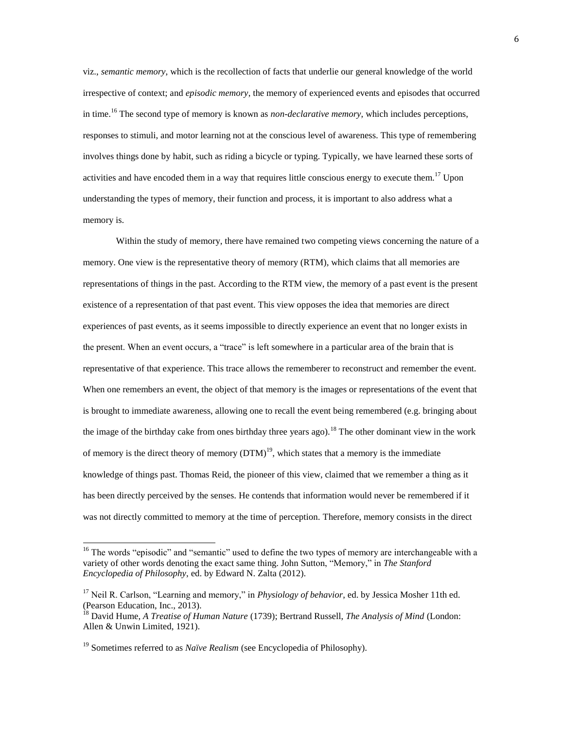viz., *semantic memory*, which is the recollection of facts that underlie our general knowledge of the world irrespective of context; and *episodic memory*, the memory of experienced events and episodes that occurred in time.[16] The second type of memory is known as *non-declarative memory*, which includes perceptions, responses to stimuli, and motor learning not at the conscious level of awareness. This type of remembering involves things done by habit, such as riding a bicycle or typing. Typically, we have learned these sorts of activities and have encoded them in a way that requires little conscious energy to execute them.[17] Upon understanding the types of memory, their function and process, it is important to also address what a memory is.

Within the study of memory, there have remained two competing views concerning the nature of a memory. One view is the representative theory of memory (RTM), which claims that all memories are representations of things in the past. According to the RTM view, the memory of a past event is the present existence of a representation of that past event. This view opposes the idea that memories are direct experiences of past events, as it seems impossible to directly experience an event that no longer exists in the present. When an event occurs, a "trace" is left somewhere in a particular area of the brain that is representative of that experience. This trace allows the rememberer to reconstruct and remember the event. When one remembers an event, the object of that memory is the images or representations of the event that is brought to immediate awareness, allowing one to recall the event being remembered (e.g. bringing about the image of the birthday cake from ones birthday three years ago).[18] The other dominant view in the work of memory is the direct theory of memory (DTM)[19], which states that a memory is the immediate knowledge of things past. Thomas Reid, the pioneer of this view, claimed that we remember a thing as it has been directly perceived by the senses. He contends that information would never be remembered if it was not directly committed to memory at the time of perception. Therefore, memory consists in the direct

---

[16] The words "episodic" and "semantic" used to define the two types of memory are interchangeable with a variety of other words denoting the exact same thing. John Sutton, "Memory," in *The Stanford Encyclopedia of Philosophy*, ed. by Edward N. Zalta (2012).

[17] Neil R. Carlson, "Learning and memory," in *Physiology of behavior*, ed. by Jessica Mosher 11th ed. (Pearson Education, Inc., 2013).

[18] David Hume, *A Treatise of Human Nature* (1739); Bertrand Russell, *The Analysis of Mind* (London: Allen & Unwin Limited, 1921).

[19] Sometimes referred to as *Naïve Realism* (see Encyclopedia of Philosophy).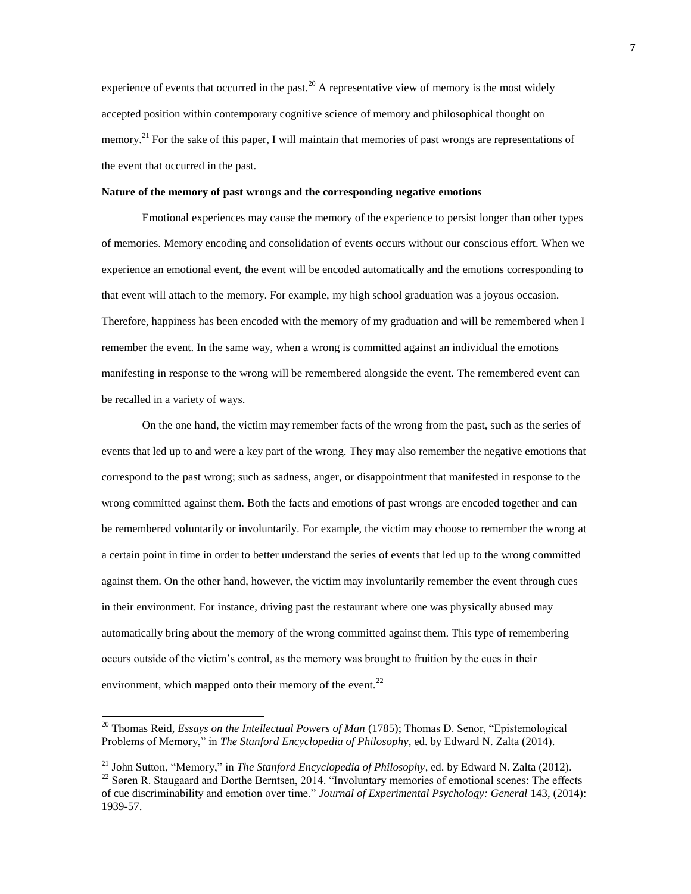experience of events that occurred in the past.[20] A representative view of memory is the most widely accepted position within contemporary cognitive science of memory and philosophical thought on memory.[21] For the sake of this paper, I will maintain that memories of past wrongs are representations of the event that occurred in the past.

**Nature of the memory of past wrongs and the corresponding negative emotions**

Emotional experiences may cause the memory of the experience to persist longer than other types of memories. Memory encoding and consolidation of events occurs without our conscious effort. When we experience an emotional event, the event will be encoded automatically and the emotions corresponding to that event will attach to the memory. For example, my high school graduation was a joyous occasion. Therefore, happiness has been encoded with the memory of my graduation and will be remembered when I remember the event. In the same way, when a wrong is committed against an individual the emotions manifesting in response to the wrong will be remembered alongside the event. The remembered event can be recalled in a variety of ways.

On the one hand, the victim may remember facts of the wrong from the past, such as the series of events that led up to and were a key part of the wrong. They may also remember the negative emotions that correspond to the past wrong; such as sadness, anger, or disappointment that manifested in response to the wrong committed against them. Both the facts and emotions of past wrongs are encoded together and can be remembered voluntarily or involuntarily. For example, the victim may choose to remember the wrong at a certain point in time in order to better understand the series of events that led up to the wrong committed against them. On the other hand, however, the victim may involuntarily remember the event through cues in their environment. For instance, driving past the restaurant where one was physically abused may automatically bring about the memory of the wrong committed against them. This type of remembering occurs outside of the victim's control, as the memory was brought to fruition by the cues in their environment, which mapped onto their memory of the event.[22]

---

[20] Thomas Reid, *Essays on the Intellectual Powers of Man* (1785); Thomas D. Senor, "Epistemological Problems of Memory," in *The Stanford Encyclopedia of Philosophy*, ed. by Edward N. Zalta (2014).

[21] John Sutton, "Memory," in *The Stanford Encyclopedia of Philosophy*, ed. by Edward N. Zalta (2012).

[22] Søren R. Staugaard and Dorthe Berntsen, 2014. "Involuntary memories of emotional scenes: The effects of cue discriminability and emotion over time." *Journal of Experimental Psychology: General* 143, (2014): 1939-57.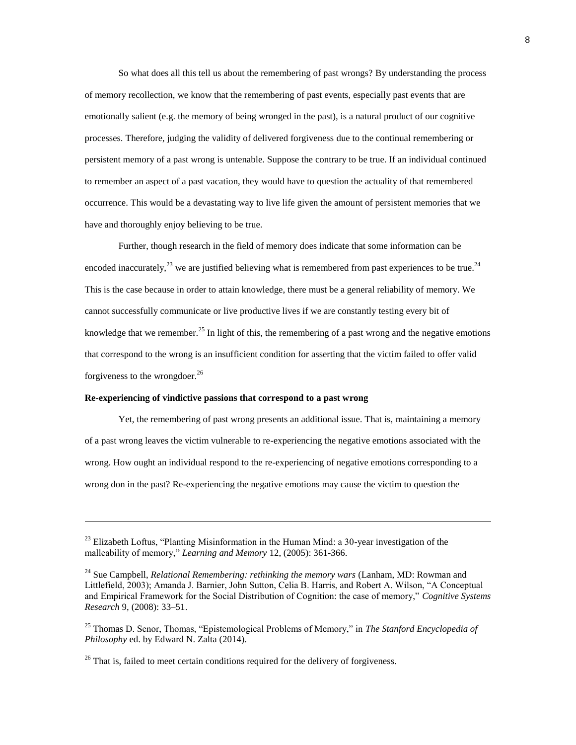So what does all this tell us about the remembering of past wrongs? By understanding the process of memory recollection, we know that the remembering of past events, especially past events that are emotionally salient (e.g. the memory of being wronged in the past), is a natural product of our cognitive processes. Therefore, judging the validity of delivered forgiveness due to the continual remembering or persistent memory of a past wrong is untenable. Suppose the contrary to be true. If an individual continued to remember an aspect of a past vacation, they would have to question the actuality of that remembered occurrence. This would be a devastating way to live life given the amount of persistent memories that we have and thoroughly enjoy believing to be true.

Further, though research in the field of memory does indicate that some information can be encoded inaccurately,[23] we are justified believing what is remembered from past experiences to be true.[24] This is the case because in order to attain knowledge, there must be a general reliability of memory. We cannot successfully communicate or live productive lives if we are constantly testing every bit of knowledge that we remember.[25] In light of this, the remembering of a past wrong and the negative emotions that correspond to the wrong is an insufficient condition for asserting that the victim failed to offer valid forgiveness to the wrongdoer.[26]

**Re-experiencing of vindictive passions that correspond to a past wrong**

Yet, the remembering of past wrong presents an additional issue. That is, maintaining a memory of a past wrong leaves the victim vulnerable to re-experiencing the negative emotions associated with the wrong. How ought an individual respond to the re-experiencing of negative emotions corresponding to a wrong don in the past? Re-experiencing the negative emotions may cause the victim to question the

---

[23] Elizabeth Loftus, "Planting Misinformation in the Human Mind: a 30-year investigation of the malleability of memory," *Learning and Memory* 12, (2005): 361-366.

[24] Sue Campbell, *Relational Remembering: rethinking the memory wars* (Lanham, MD: Rowman and Littlefield, 2003); Amanda J. Barnier, John Sutton, Celia B. Harris, and Robert A. Wilson, "A Conceptual and Empirical Framework for the Social Distribution of Cognition: the case of memory," *Cognitive Systems Research* 9, (2008): 33–51.

[25] Thomas D. Senor, Thomas, "Epistemological Problems of Memory," in *The Stanford Encyclopedia of Philosophy* ed. by Edward N. Zalta (2014).

[26] That is, failed to meet certain conditions required for the delivery of forgiveness.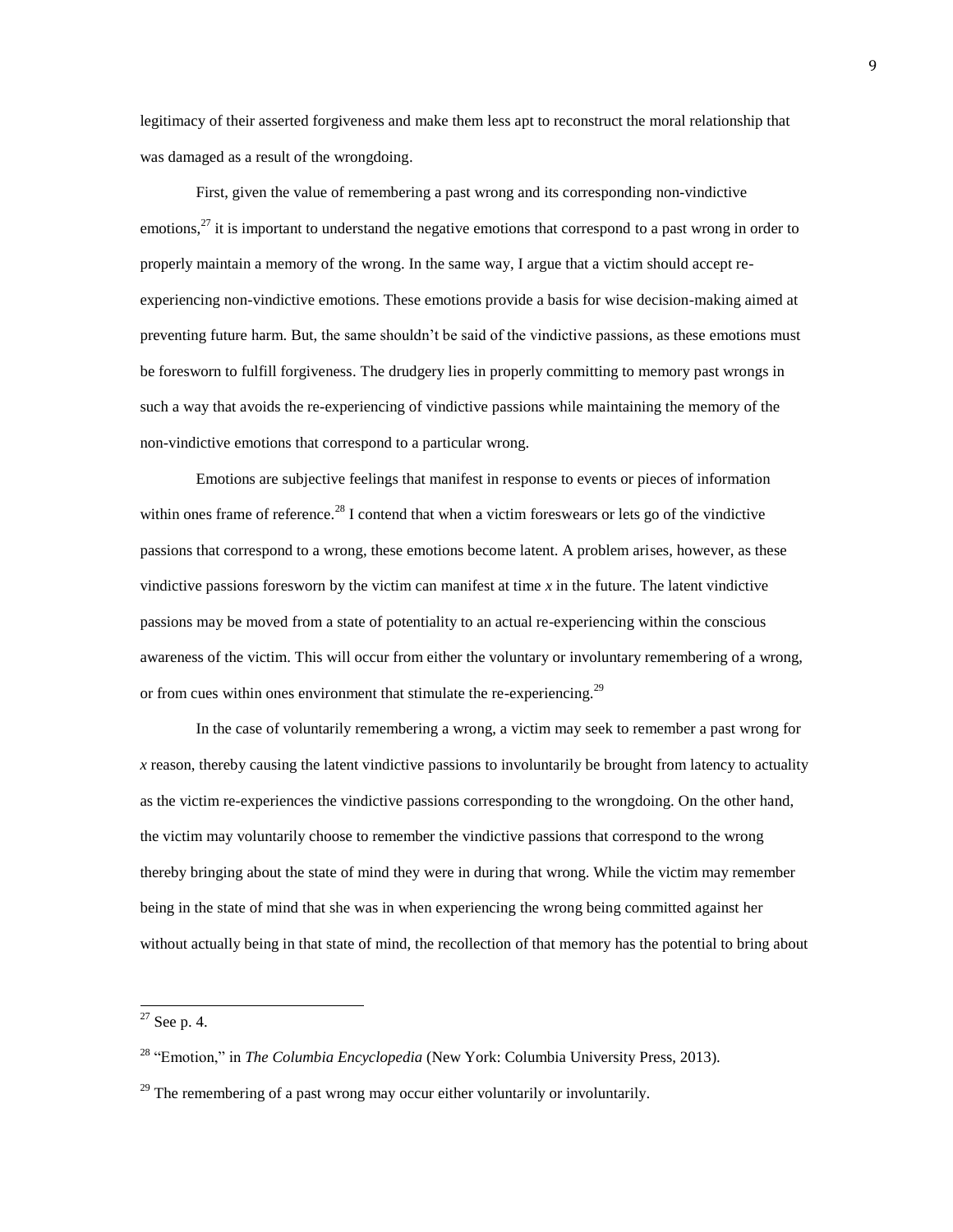legitimacy of their asserted forgiveness and make them less apt to reconstruct the moral relationship that was damaged as a result of the wrongdoing.

First, given the value of remembering a past wrong and its corresponding non-vindictive emotions,[27] it is important to understand the negative emotions that correspond to a past wrong in order to properly maintain a memory of the wrong. In the same way, I argue that a victim should accept re-experiencing non-vindictive emotions. These emotions provide a basis for wise decision-making aimed at preventing future harm. But, the same shouldn't be said of the vindictive passions, as these emotions must be foresworn to fulfill forgiveness. The drudgery lies in properly committing to memory past wrongs in such a way that avoids the re-experiencing of vindictive passions while maintaining the memory of the non-vindictive emotions that correspond to a particular wrong.

Emotions are subjective feelings that manifest in response to events or pieces of information within ones frame of reference.[28] I contend that when a victim foreswears or lets go of the vindictive passions that correspond to a wrong, these emotions become latent. A problem arises, however, as these vindictive passions foresworn by the victim can manifest at time *x* in the future. The latent vindictive passions may be moved from a state of potentiality to an actual re-experiencing within the conscious awareness of the victim. This will occur from either the voluntary or involuntary remembering of a wrong, or from cues within ones environment that stimulate the re-experiencing.[29]

In the case of voluntarily remembering a wrong, a victim may seek to remember a past wrong for *x* reason, thereby causing the latent vindictive passions to involuntarily be brought from latency to actuality as the victim re-experiences the vindictive passions corresponding to the wrongdoing. On the other hand, the victim may voluntarily choose to remember the vindictive passions that correspond to the wrong thereby bringing about the state of mind they were in during that wrong. While the victim may remember being in the state of mind that she was in when experiencing the wrong being committed against her without actually being in that state of mind, the recollection of that memory has the potential to bring about

---

[27] See p. 4.

[28] "Emotion," in *The Columbia Encyclopedia* (New York: Columbia University Press, 2013).

[29] The remembering of a past wrong may occur either voluntarily or involuntarily.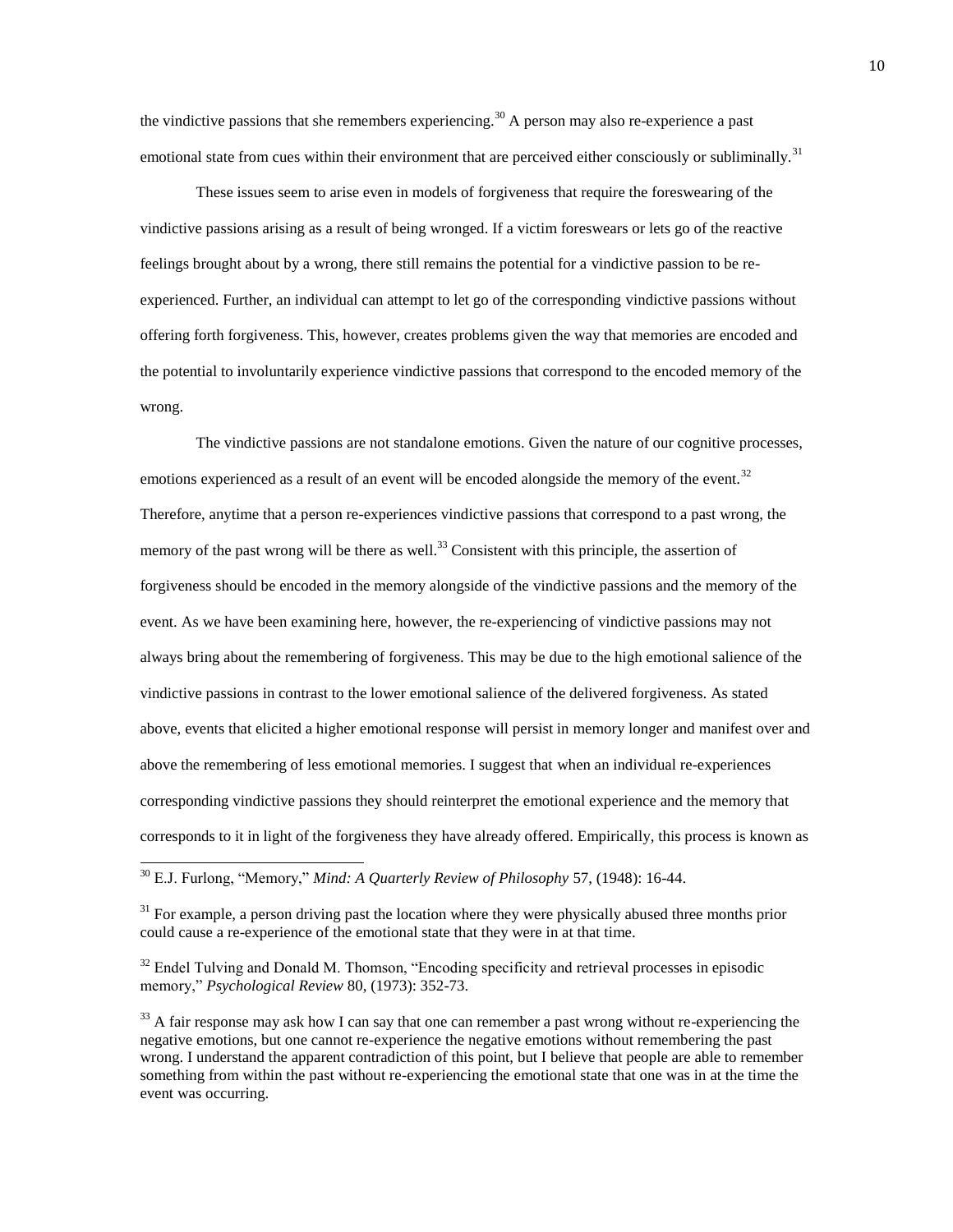the vindictive passions that she remembers experiencing.[30] A person may also re-experience a past emotional state from cues within their environment that are perceived either consciously or subliminally.[31]

These issues seem to arise even in models of forgiveness that require the foreswearing of the vindictive passions arising as a result of being wronged. If a victim foreswears or lets go of the reactive feelings brought about by a wrong, there still remains the potential for a vindictive passion to be re-experienced. Further, an individual can attempt to let go of the corresponding vindictive passions without offering forth forgiveness. This, however, creates problems given the way that memories are encoded and the potential to involuntarily experience vindictive passions that correspond to the encoded memory of the wrong.

The vindictive passions are not standalone emotions. Given the nature of our cognitive processes, emotions experienced as a result of an event will be encoded alongside the memory of the event.[32] Therefore, anytime that a person re-experiences vindictive passions that correspond to a past wrong, the memory of the past wrong will be there as well.[33] Consistent with this principle, the assertion of forgiveness should be encoded in the memory alongside of the vindictive passions and the memory of the event. As we have been examining here, however, the re-experiencing of vindictive passions may not always bring about the remembering of forgiveness. This may be due to the high emotional salience of the vindictive passions in contrast to the lower emotional salience of the delivered forgiveness. As stated above, events that elicited a higher emotional response will persist in memory longer and manifest over and above the remembering of less emotional memories. I suggest that when an individual re-experiences corresponding vindictive passions they should reinterpret the emotional experience and the memory that corresponds to it in light of the forgiveness they have already offered. Empirically, this process is known as

---

[30] E.J. Furlong, "Memory," *Mind: A Quarterly Review of Philosophy* 57, (1948): 16-44.

[31] For example, a person driving past the location where they were physically abused three months prior could cause a re-experience of the emotional state that they were in at that time.

[32] Endel Tulving and Donald M. Thomson, "Encoding specificity and retrieval processes in episodic memory," *Psychological Review* 80, (1973): 352-73.

[33] A fair response may ask how I can say that one can remember a past wrong without re-experiencing the negative emotions, but one cannot re-experience the negative emotions without remembering the past wrong. I understand the apparent contradiction of this point, but I believe that people are able to remember something from within the past without re-experiencing the emotional state that one was in at the time the event was occurring.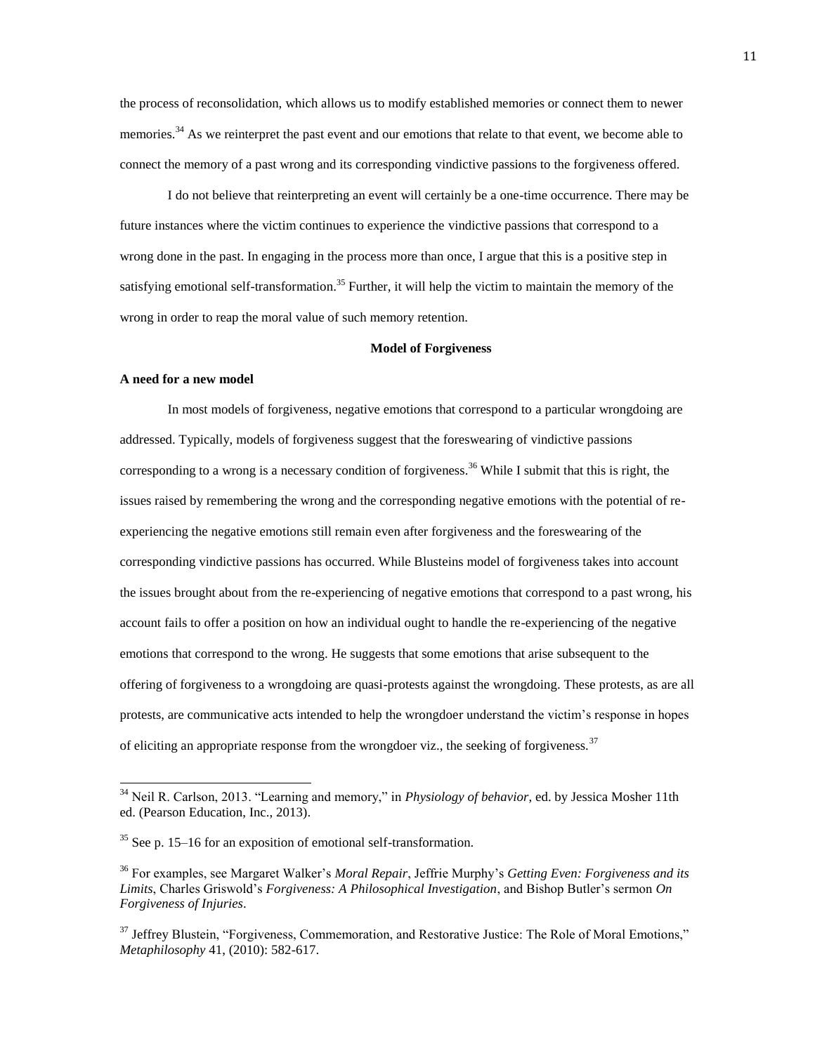the process of reconsolidation, which allows us to modify established memories or connect them to newer memories.[34] As we reinterpret the past event and our emotions that relate to that event, we become able to connect the memory of a past wrong and its corresponding vindictive passions to the forgiveness offered.

I do not believe that reinterpreting an event will certainly be a one-time occurrence. There may be future instances where the victim continues to experience the vindictive passions that correspond to a wrong done in the past. In engaging in the process more than once, I argue that this is a positive step in satisfying emotional self-transformation.[35] Further, it will help the victim to maintain the memory of the wrong in order to reap the moral value of such memory retention.

## Model of Forgiveness

### A need for a new model

In most models of forgiveness, negative emotions that correspond to a particular wrongdoing are addressed. Typically, models of forgiveness suggest that the foreswearing of vindictive passions corresponding to a wrong is a necessary condition of forgiveness.[36] While I submit that this is right, the issues raised by remembering the wrong and the corresponding negative emotions with the potential of re-experiencing the negative emotions still remain even after forgiveness and the foreswearing of the corresponding vindictive passions has occurred. While Blusteins model of forgiveness takes into account the issues brought about from the re-experiencing of negative emotions that correspond to a past wrong, his account fails to offer a position on how an individual ought to handle the re-experiencing of the negative emotions that correspond to the wrong. He suggests that some emotions that arise subsequent to the offering of forgiveness to a wrongdoing are quasi-protests against the wrongdoing. These protests, as are all protests, are communicative acts intended to help the wrongdoer understand the victim's response in hopes of eliciting an appropriate response from the wrongdoer viz., the seeking of forgiveness.[37]

---

[34] Neil R. Carlson, 2013. "Learning and memory," in *Physiology of behavior*, ed. by Jessica Mosher 11th ed. (Pearson Education, Inc., 2013).

[35] See p. 15–16 for an exposition of emotional self-transformation.

[36] For examples, see Margaret Walker's *Moral Repair*, Jeffrie Murphy's *Getting Even: Forgiveness and its Limits*, Charles Griswold's *Forgiveness: A Philosophical Investigation*, and Bishop Butler's sermon *On Forgiveness of Injuries*.

[37] Jeffrey Blustein, "Forgiveness, Commemoration, and Restorative Justice: The Role of Moral Emotions," *Metaphilosophy* 41, (2010): 582-617.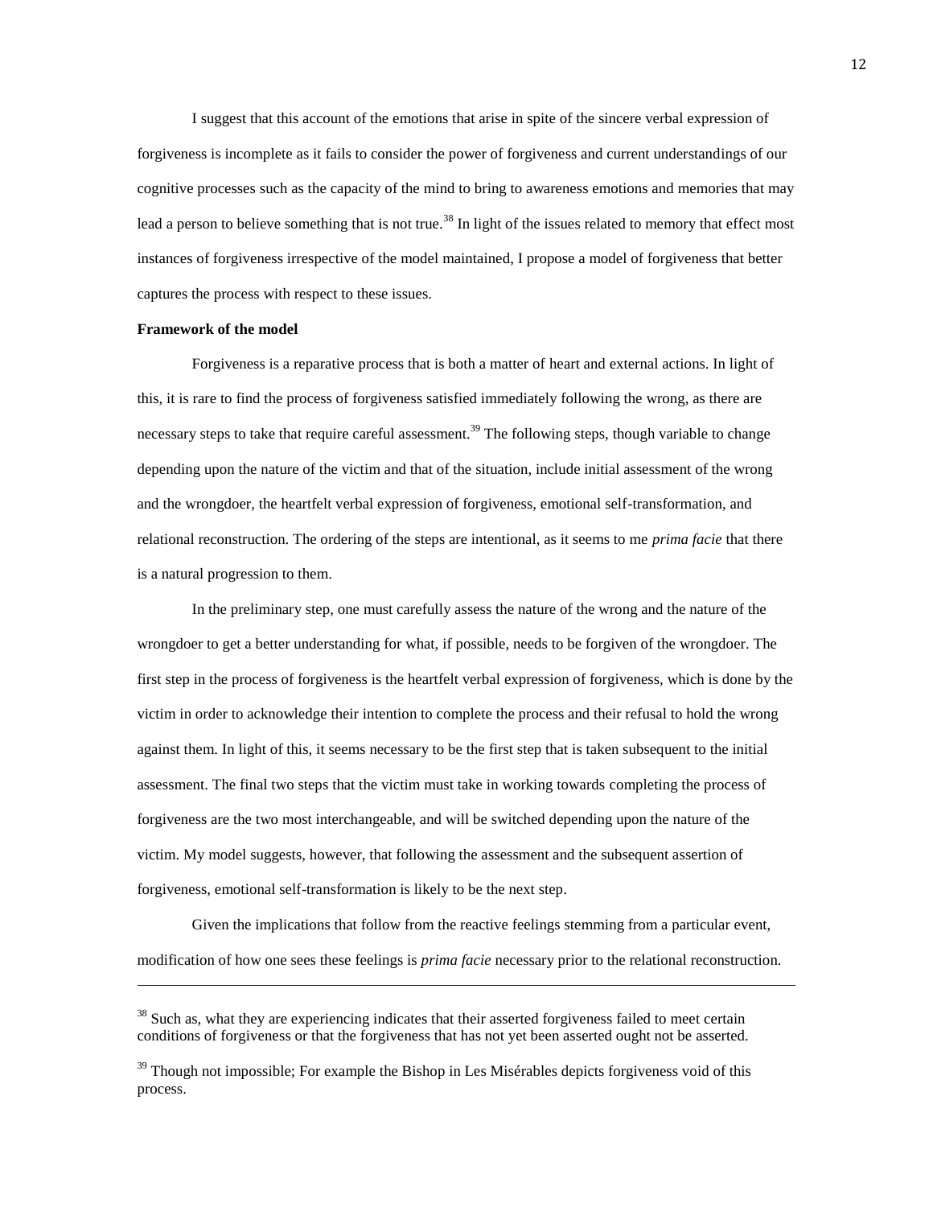I suggest that this account of the emotions that arise in spite of the sincere verbal expression of forgiveness is incomplete as it fails to consider the power of forgiveness and current understandings of our cognitive processes such as the capacity of the mind to bring to awareness emotions and memories that may lead a person to believe something that is not true.[38] In light of the issues related to memory that effect most instances of forgiveness irrespective of the model maintained, I propose a model of forgiveness that better captures the process with respect to these issues.

**Framework of the model**

Forgiveness is a reparative process that is both a matter of heart and external actions. In light of this, it is rare to find the process of forgiveness satisfied immediately following the wrong, as there are necessary steps to take that require careful assessment.[39] The following steps, though variable to change depending upon the nature of the victim and that of the situation, include initial assessment of the wrong and the wrongdoer, the heartfelt verbal expression of forgiveness, emotional self-transformation, and relational reconstruction. The ordering of the steps are intentional, as it seems to me *prima facie* that there is a natural progression to them.

In the preliminary step, one must carefully assess the nature of the wrong and the nature of the wrongdoer to get a better understanding for what, if possible, needs to be forgiven of the wrongdoer. The first step in the process of forgiveness is the heartfelt verbal expression of forgiveness, which is done by the victim in order to acknowledge their intention to complete the process and their refusal to hold the wrong against them. In light of this, it seems necessary to be the first step that is taken subsequent to the initial assessment. The final two steps that the victim must take in working towards completing the process of forgiveness are the two most interchangeable, and will be switched depending upon the nature of the victim. My model suggests, however, that following the assessment and the subsequent assertion of forgiveness, emotional self-transformation is likely to be the next step.

Given the implications that follow from the reactive feelings stemming from a particular event, modification of how one sees these feelings is *prima facie* necessary prior to the relational reconstruction.

---

[38] Such as, what they are experiencing indicates that their asserted forgiveness failed to meet certain conditions of forgiveness or that the forgiveness that has not yet been asserted ought not be asserted.

[39] Though not impossible; For example the Bishop in Les Misérables depicts forgiveness void of this process.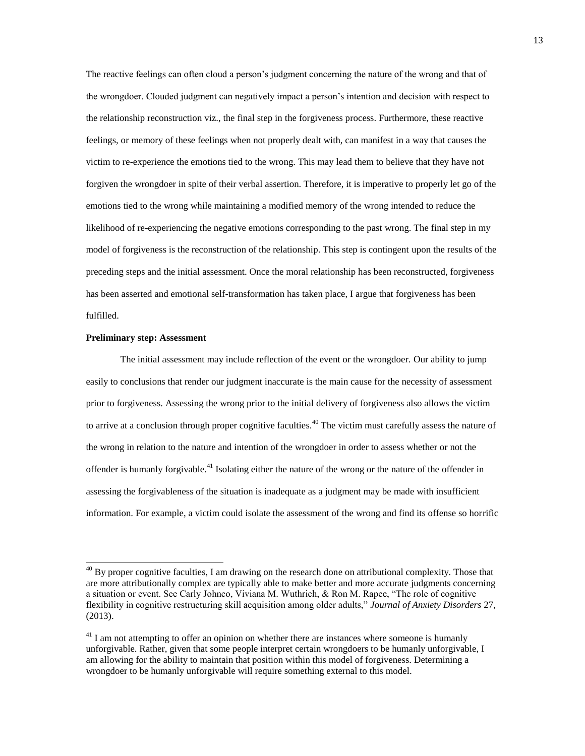The reactive feelings can often cloud a person's judgment concerning the nature of the wrong and that of the wrongdoer. Clouded judgment can negatively impact a person's intention and decision with respect to the relationship reconstruction viz., the final step in the forgiveness process. Furthermore, these reactive feelings, or memory of these feelings when not properly dealt with, can manifest in a way that causes the victim to re-experience the emotions tied to the wrong. This may lead them to believe that they have not forgiven the wrongdoer in spite of their verbal assertion. Therefore, it is imperative to properly let go of the emotions tied to the wrong while maintaining a modified memory of the wrong intended to reduce the likelihood of re-experiencing the negative emotions corresponding to the past wrong. The final step in my model of forgiveness is the reconstruction of the relationship. This step is contingent upon the results of the preceding steps and the initial assessment. Once the moral relationship has been reconstructed, forgiveness has been asserted and emotional self-transformation has taken place, I argue that forgiveness has been fulfilled.

**Preliminary step: Assessment**

The initial assessment may include reflection of the event or the wrongdoer. Our ability to jump easily to conclusions that render our judgment inaccurate is the main cause for the necessity of assessment prior to forgiveness. Assessing the wrong prior to the initial delivery of forgiveness also allows the victim to arrive at a conclusion through proper cognitive faculties.[40] The victim must carefully assess the nature of the wrong in relation to the nature and intention of the wrongdoer in order to assess whether or not the offender is humanly forgivable.[41] Isolating either the nature of the wrong or the nature of the offender in assessing the forgivableness of the situation is inadequate as a judgment may be made with insufficient information. For example, a victim could isolate the assessment of the wrong and find its offense so horrific

[40] By proper cognitive faculties, I am drawing on the research done on attributional complexity. Those that are more attributionally complex are typically able to make better and more accurate judgments concerning a situation or event. See Carly Johnco, Viviana M. Wuthrich, & Ron M. Rapee, "The role of cognitive flexibility in cognitive restructuring skill acquisition among older adults," *Journal of Anxiety Disorders* 27, (2013).

[41] I am not attempting to offer an opinion on whether there are instances where someone is humanly unforgivable. Rather, given that some people interpret certain wrongdoers to be humanly unforgivable, I am allowing for the ability to maintain that position within this model of forgiveness. Determining a wrongdoer to be humanly unforgivable will require something external to this model.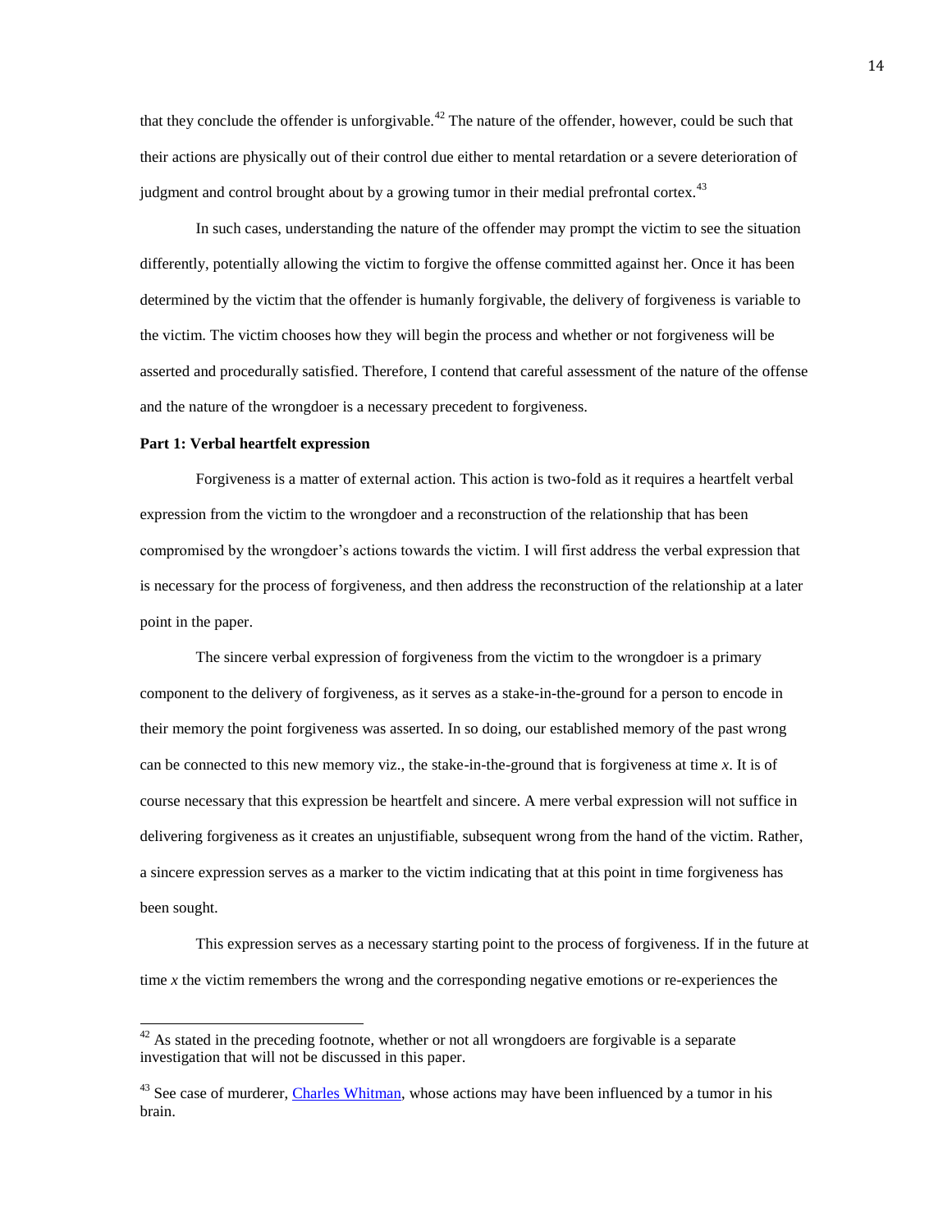that they conclude the offender is unforgivable.[42] The nature of the offender, however, could be such that their actions are physically out of their control due either to mental retardation or a severe deterioration of judgment and control brought about by a growing tumor in their medial prefrontal cortex.[43]

In such cases, understanding the nature of the offender may prompt the victim to see the situation differently, potentially allowing the victim to forgive the offense committed against her. Once it has been determined by the victim that the offender is humanly forgivable, the delivery of forgiveness is variable to the victim. The victim chooses how they will begin the process and whether or not forgiveness will be asserted and procedurally satisfied. Therefore, I contend that careful assessment of the nature of the offense and the nature of the wrongdoer is a necessary precedent to forgiveness.

**Part 1: Verbal heartfelt expression**

Forgiveness is a matter of external action. This action is two-fold as it requires a heartfelt verbal expression from the victim to the wrongdoer and a reconstruction of the relationship that has been compromised by the wrongdoer's actions towards the victim. I will first address the verbal expression that is necessary for the process of forgiveness, and then address the reconstruction of the relationship at a later point in the paper.

The sincere verbal expression of forgiveness from the victim to the wrongdoer is a primary component to the delivery of forgiveness, as it serves as a stake-in-the-ground for a person to encode in their memory the point forgiveness was asserted. In so doing, our established memory of the past wrong can be connected to this new memory viz., the stake-in-the-ground that is forgiveness at time *x*. It is of course necessary that this expression be heartfelt and sincere. A mere verbal expression will not suffice in delivering forgiveness as it creates an unjustifiable, subsequent wrong from the hand of the victim. Rather, a sincere expression serves as a marker to the victim indicating that at this point in time forgiveness has been sought.

This expression serves as a necessary starting point to the process of forgiveness. If in the future at time *x* the victim remembers the wrong and the corresponding negative emotions or re-experiences the

---

[42] As stated in the preceding footnote, whether or not all wrongdoers are forgivable is a separate investigation that will not be discussed in this paper.

[43] See case of murderer, Charles Whitman, whose actions may have been influenced by a tumor in his brain.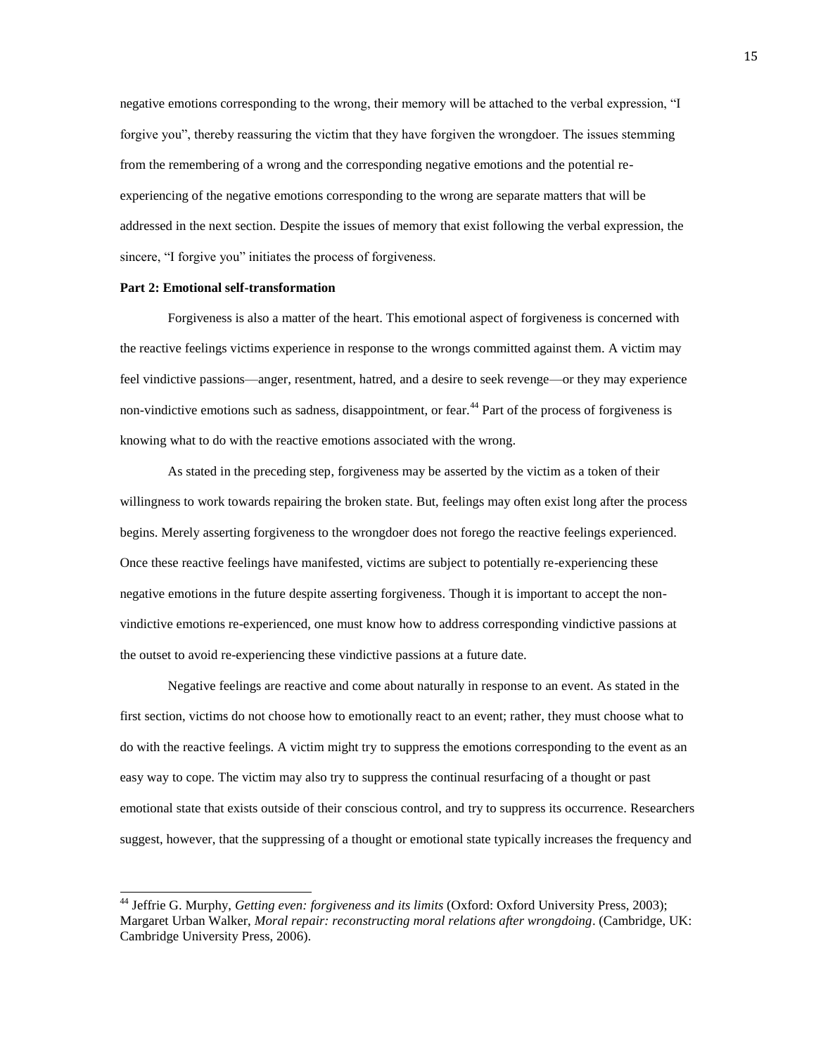negative emotions corresponding to the wrong, their memory will be attached to the verbal expression, "I forgive you", thereby reassuring the victim that they have forgiven the wrongdoer. The issues stemming from the remembering of a wrong and the corresponding negative emotions and the potential re-experiencing of the negative emotions corresponding to the wrong are separate matters that will be addressed in the next section. Despite the issues of memory that exist following the verbal expression, the sincere, "I forgive you" initiates the process of forgiveness.

**Part 2: Emotional self-transformation**

Forgiveness is also a matter of the heart. This emotional aspect of forgiveness is concerned with the reactive feelings victims experience in response to the wrongs committed against them. A victim may feel vindictive passions—anger, resentment, hatred, and a desire to seek revenge—or they may experience non-vindictive emotions such as sadness, disappointment, or fear.[44] Part of the process of forgiveness is knowing what to do with the reactive emotions associated with the wrong.

As stated in the preceding step, forgiveness may be asserted by the victim as a token of their willingness to work towards repairing the broken state. But, feelings may often exist long after the process begins. Merely asserting forgiveness to the wrongdoer does not forego the reactive feelings experienced. Once these reactive feelings have manifested, victims are subject to potentially re-experiencing these negative emotions in the future despite asserting forgiveness. Though it is important to accept the non-vindictive emotions re-experienced, one must know how to address corresponding vindictive passions at the outset to avoid re-experiencing these vindictive passions at a future date.

Negative feelings are reactive and come about naturally in response to an event. As stated in the first section, victims do not choose how to emotionally react to an event; rather, they must choose what to do with the reactive feelings. A victim might try to suppress the emotions corresponding to the event as an easy way to cope. The victim may also try to suppress the continual resurfacing of a thought or past emotional state that exists outside of their conscious control, and try to suppress its occurrence. Researchers suggest, however, that the suppressing of a thought or emotional state typically increases the frequency and

---

[44] Jeffrie G. Murphy, *Getting even: forgiveness and its limits* (Oxford: Oxford University Press, 2003); Margaret Urban Walker, *Moral repair: reconstructing moral relations after wrongdoing*. (Cambridge, UK: Cambridge University Press, 2006).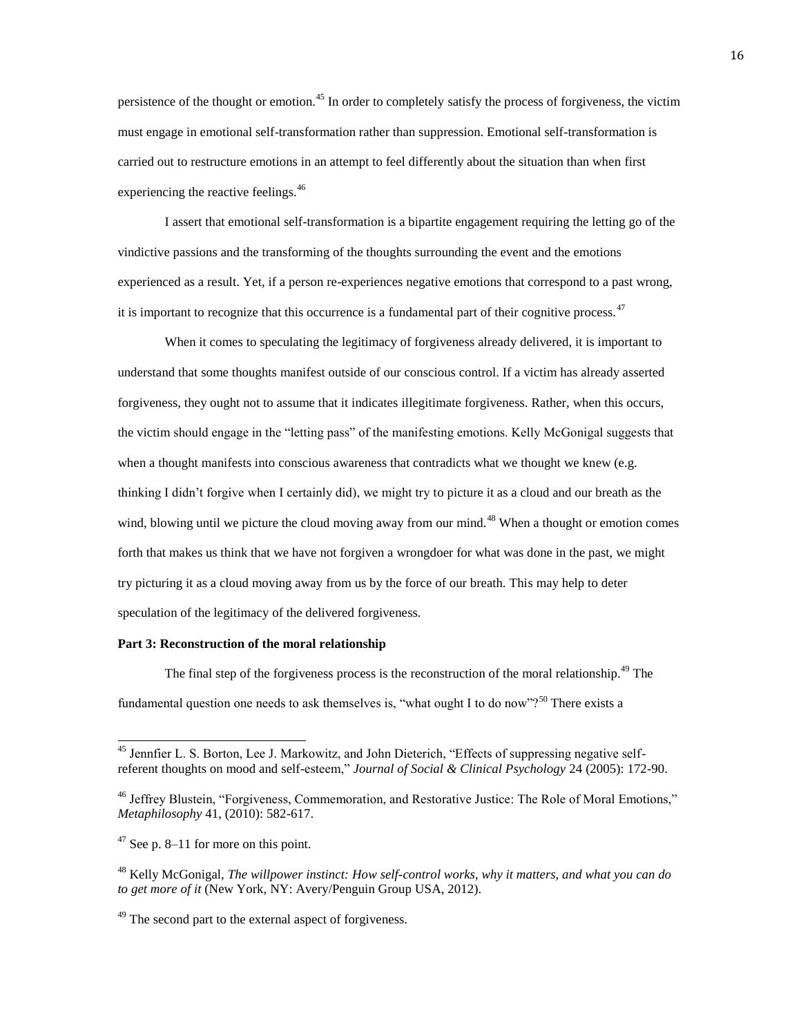persistence of the thought or emotion.[45] In order to completely satisfy the process of forgiveness, the victim must engage in emotional self-transformation rather than suppression. Emotional self-transformation is carried out to restructure emotions in an attempt to feel differently about the situation than when first experiencing the reactive feelings.[46]

I assert that emotional self-transformation is a bipartite engagement requiring the letting go of the vindictive passions and the transforming of the thoughts surrounding the event and the emotions experienced as a result. Yet, if a person re-experiences negative emotions that correspond to a past wrong, it is important to recognize that this occurrence is a fundamental part of their cognitive process.[47]

When it comes to speculating the legitimacy of forgiveness already delivered, it is important to understand that some thoughts manifest outside of our conscious control. If a victim has already asserted forgiveness, they ought not to assume that it indicates illegitimate forgiveness. Rather, when this occurs, the victim should engage in the "letting pass" of the manifesting emotions. Kelly McGonigal suggests that when a thought manifests into conscious awareness that contradicts what we thought we knew (e.g. thinking I didn't forgive when I certainly did), we might try to picture it as a cloud and our breath as the wind, blowing until we picture the cloud moving away from our mind.[48] When a thought or emotion comes forth that makes us think that we have not forgiven a wrongdoer for what was done in the past, we might try picturing it as a cloud moving away from us by the force of our breath. This may help to deter speculation of the legitimacy of the delivered forgiveness.

**Part 3: Reconstruction of the moral relationship**

The final step of the forgiveness process is the reconstruction of the moral relationship.[49] The fundamental question one needs to ask themselves is, "what ought I to do now"?[50] There exists a

---

[45] Jennfier L. S. Borton, Lee J. Markowitz, and John Dieterich, "Effects of suppressing negative self-referent thoughts on mood and self-esteem," *Journal of Social & Clinical Psychology* 24 (2005): 172-90.

[46] Jeffrey Blustein, "Forgiveness, Commemoration, and Restorative Justice: The Role of Moral Emotions," *Metaphilosophy* 41, (2010): 582-617.

[47] See p. 8–11 for more on this point.

[48] Kelly McGonigal, *The willpower instinct: How self-control works, why it matters, and what you can do to get more of it* (New York, NY: Avery/Penguin Group USA, 2012).

[49] The second part to the external aspect of forgiveness.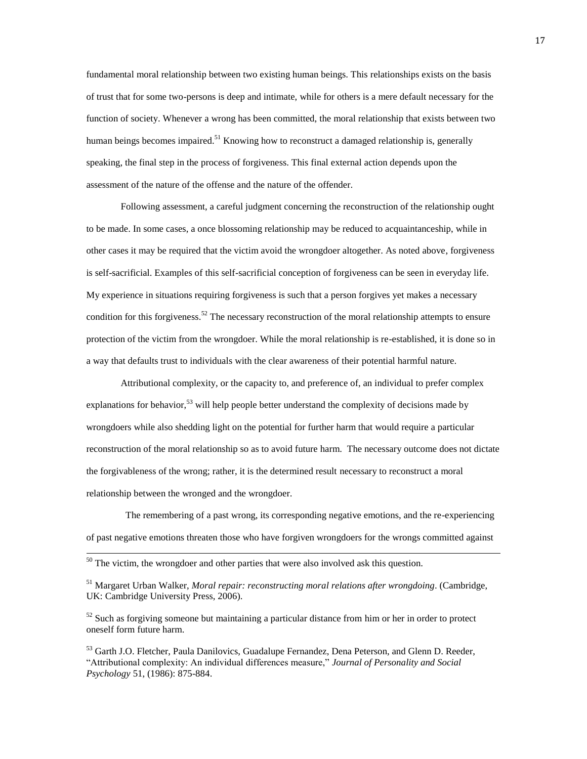fundamental moral relationship between two existing human beings. This relationships exists on the basis of trust that for some two-persons is deep and intimate, while for others is a mere default necessary for the function of society. Whenever a wrong has been committed, the moral relationship that exists between two human beings becomes impaired.[51] Knowing how to reconstruct a damaged relationship is, generally speaking, the final step in the process of forgiveness. This final external action depends upon the assessment of the nature of the offense and the nature of the offender.

Following assessment, a careful judgment concerning the reconstruction of the relationship ought to be made. In some cases, a once blossoming relationship may be reduced to acquaintanceship, while in other cases it may be required that the victim avoid the wrongdoer altogether. As noted above, forgiveness is self-sacrificial. Examples of this self-sacrificial conception of forgiveness can be seen in everyday life. My experience in situations requiring forgiveness is such that a person forgives yet makes a necessary condition for this forgiveness.[52] The necessary reconstruction of the moral relationship attempts to ensure protection of the victim from the wrongdoer. While the moral relationship is re-established, it is done so in a way that defaults trust to individuals with the clear awareness of their potential harmful nature.

Attributional complexity, or the capacity to, and preference of, an individual to prefer complex explanations for behavior,[53] will help people better understand the complexity of decisions made by wrongdoers while also shedding light on the potential for further harm that would require a particular reconstruction of the moral relationship so as to avoid future harm. The necessary outcome does not dictate the forgivableness of the wrong; rather, it is the determined result necessary to reconstruct a moral relationship between the wronged and the wrongdoer.

The remembering of a past wrong, its corresponding negative emotions, and the re-experiencing of past negative emotions threaten those who have forgiven wrongdoers for the wrongs committed against

---

[50] The victim, the wrongdoer and other parties that were also involved ask this question.

[51] Margaret Urban Walker, *Moral repair: reconstructing moral relations after wrongdoing*. (Cambridge, UK: Cambridge University Press, 2006).

[52] Such as forgiving someone but maintaining a particular distance from him or her in order to protect oneself form future harm.

[53] Garth J.O. Fletcher, Paula Danilovics, Guadalupe Fernandez, Dena Peterson, and Glenn D. Reeder, "Attributional complexity: An individual differences measure," *Journal of Personality and Social Psychology* 51, (1986): 875-884.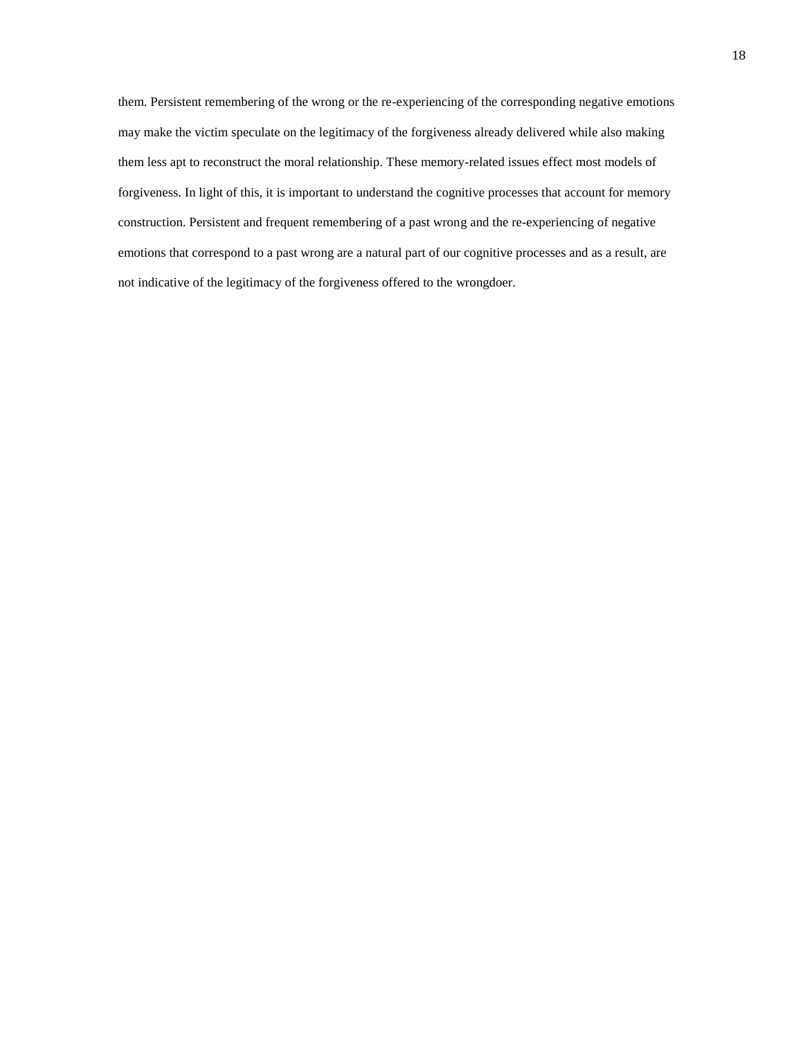them. Persistent remembering of the wrong or the re-experiencing of the corresponding negative emotions may make the victim speculate on the legitimacy of the forgiveness already delivered while also making them less apt to reconstruct the moral relationship. These memory-related issues effect most models of forgiveness. In light of this, it is important to understand the cognitive processes that account for memory construction. Persistent and frequent remembering of a past wrong and the re-experiencing of negative emotions that correspond to a past wrong are a natural part of our cognitive processes and as a result, are not indicative of the legitimacy of the forgiveness offered to the wrongdoer.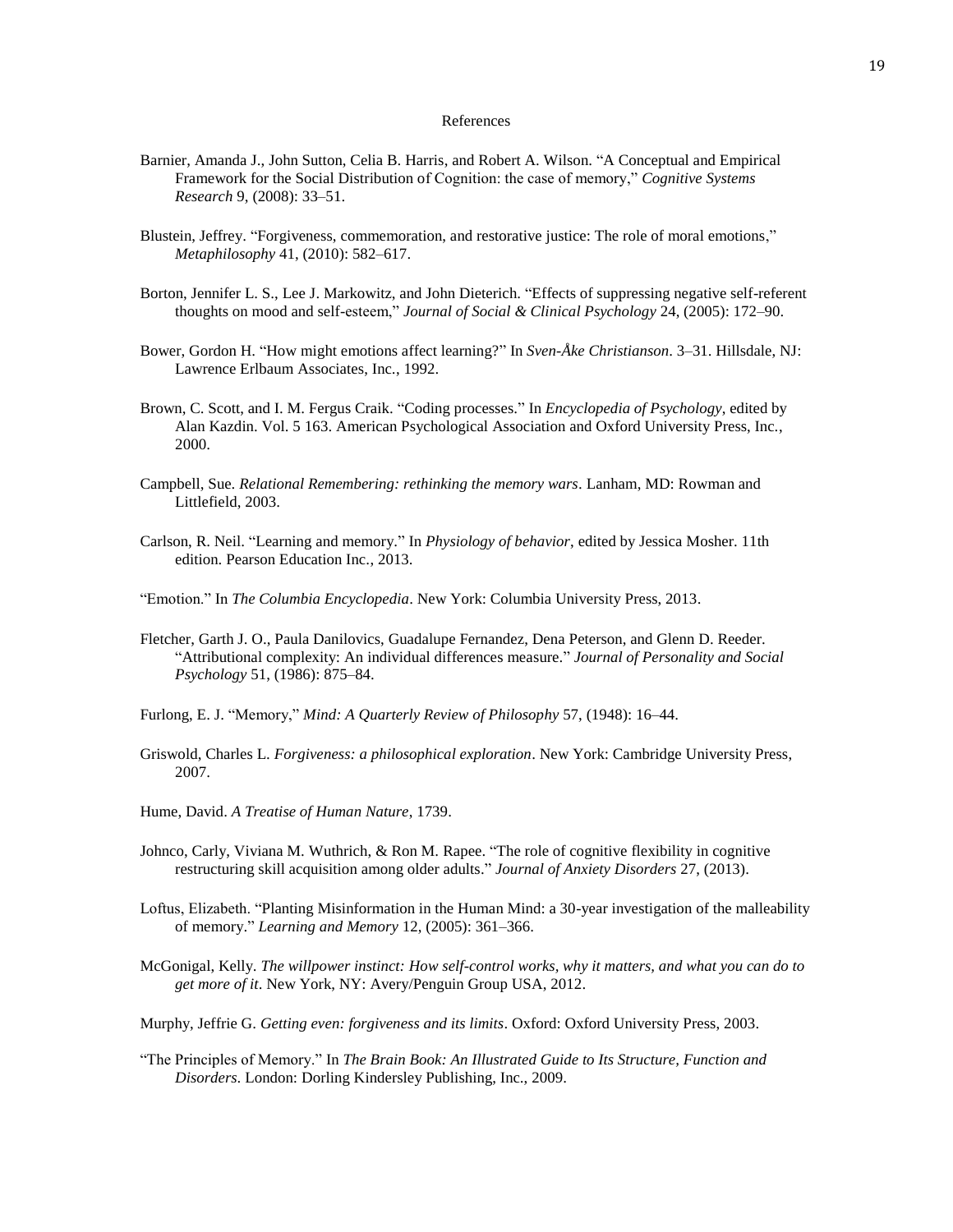References

Barnier, Amanda J., John Sutton, Celia B. Harris, and Robert A. Wilson. "A Conceptual and Empirical Framework for the Social Distribution of Cognition: the case of memory," *Cognitive Systems Research* 9, (2008): 33–51.

Blustein, Jeffrey. "Forgiveness, commemoration, and restorative justice: The role of moral emotions," *Metaphilosophy* 41, (2010): 582–617.

Borton, Jennifer L. S., Lee J. Markowitz, and John Dieterich. "Effects of suppressing negative self-referent thoughts on mood and self-esteem," *Journal of Social & Clinical Psychology* 24, (2005): 172–90.

Bower, Gordon H. "How might emotions affect learning?" In *Sven-Åke Christianson*. 3–31. Hillsdale, NJ: Lawrence Erlbaum Associates, Inc., 1992.

Brown, C. Scott, and I. M. Fergus Craik. "Coding processes." In *Encyclopedia of Psychology*, edited by Alan Kazdin. Vol. 5 163. American Psychological Association and Oxford University Press, Inc., 2000.

Campbell, Sue. *Relational Remembering: rethinking the memory wars*. Lanham, MD: Rowman and Littlefield, 2003.

Carlson, R. Neil. "Learning and memory." In *Physiology of behavior*, edited by Jessica Mosher. 11th edition. Pearson Education Inc., 2013.

"Emotion." In *The Columbia Encyclopedia*. New York: Columbia University Press, 2013.

Fletcher, Garth J. O., Paula Danilovics, Guadalupe Fernandez, Dena Peterson, and Glenn D. Reeder. "Attributional complexity: An individual differences measure." *Journal of Personality and Social Psychology* 51, (1986): 875–84.

Furlong, E. J. "Memory," *Mind: A Quarterly Review of Philosophy* 57, (1948): 16–44.

Griswold, Charles L. *Forgiveness: a philosophical exploration*. New York: Cambridge University Press, 2007.

Hume, David. *A Treatise of Human Nature*, 1739.

Johnco, Carly, Viviana M. Wuthrich, & Ron M. Rapee. "The role of cognitive flexibility in cognitive restructuring skill acquisition among older adults." *Journal of Anxiety Disorders* 27, (2013).

Loftus, Elizabeth. "Planting Misinformation in the Human Mind: a 30-year investigation of the malleability of memory." *Learning and Memory* 12, (2005): 361–366.

McGonigal, Kelly. *The willpower instinct: How self-control works, why it matters, and what you can do to get more of it*. New York, NY: Avery/Penguin Group USA, 2012.

Murphy, Jeffrie G. *Getting even: forgiveness and its limits*. Oxford: Oxford University Press, 2003.

"The Principles of Memory." In *The Brain Book: An Illustrated Guide to Its Structure, Function and Disorders*. London: Dorling Kindersley Publishing, Inc., 2009.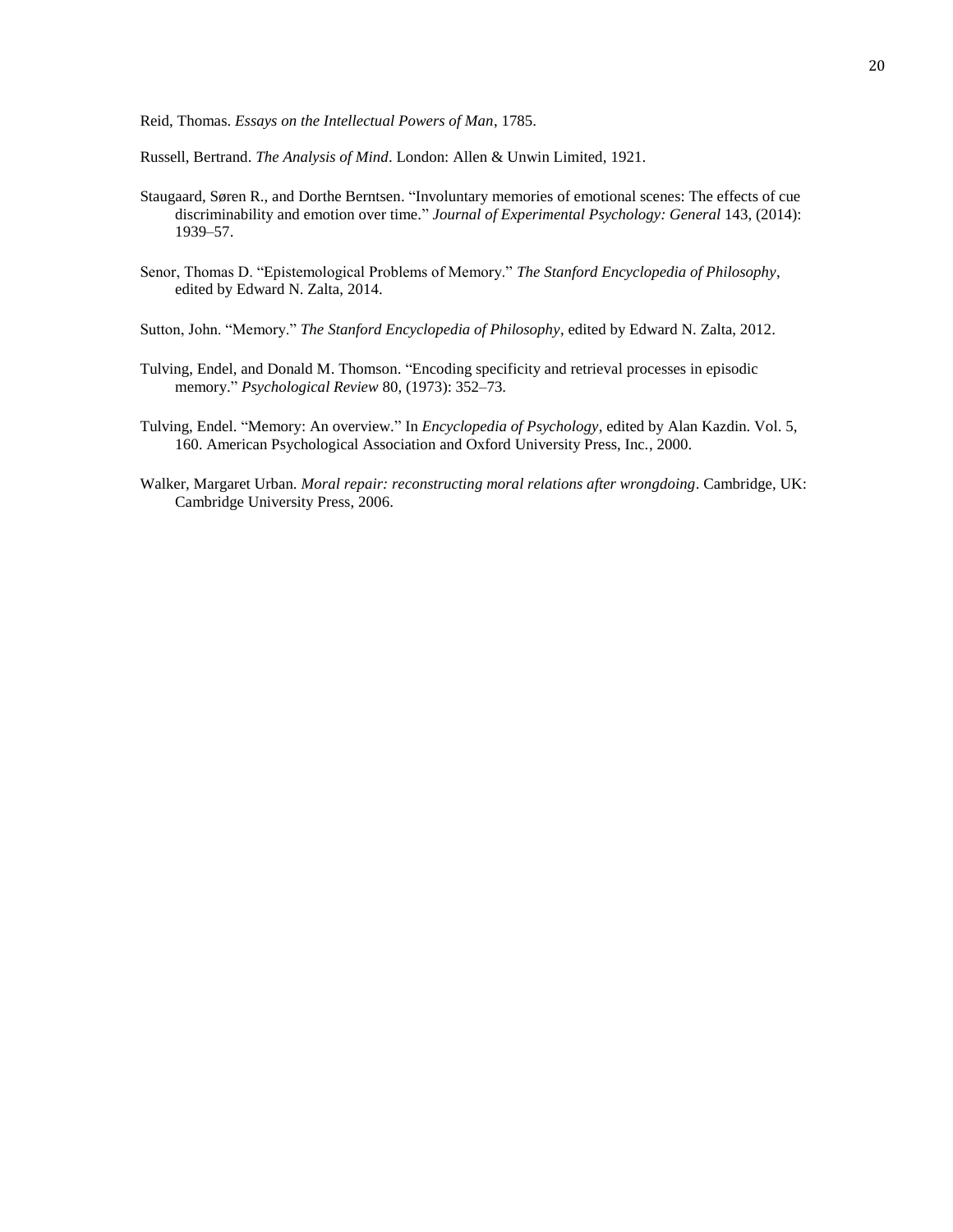Reid, Thomas. *Essays on the Intellectual Powers of Man*, 1785.

Russell, Bertrand. *The Analysis of Mind*. London: Allen & Unwin Limited, 1921.

Staugaard, Søren R., and Dorthe Berntsen. "Involuntary memories of emotional scenes: The effects of cue discriminability and emotion over time." *Journal of Experimental Psychology: General* 143, (2014): 1939–57.

Senor, Thomas D. "Epistemological Problems of Memory." *The Stanford Encyclopedia of Philosophy*, edited by Edward N. Zalta, 2014.

Sutton, John. "Memory." *The Stanford Encyclopedia of Philosophy*, edited by Edward N. Zalta, 2012.

Tulving, Endel, and Donald M. Thomson. "Encoding specificity and retrieval processes in episodic memory." *Psychological Review* 80, (1973): 352–73.

Tulving, Endel. "Memory: An overview." In *Encyclopedia of Psychology*, edited by Alan Kazdin. Vol. 5, 160. American Psychological Association and Oxford University Press, Inc., 2000.

Walker, Margaret Urban. *Moral repair: reconstructing moral relations after wrongdoing*. Cambridge, UK: Cambridge University Press, 2006.